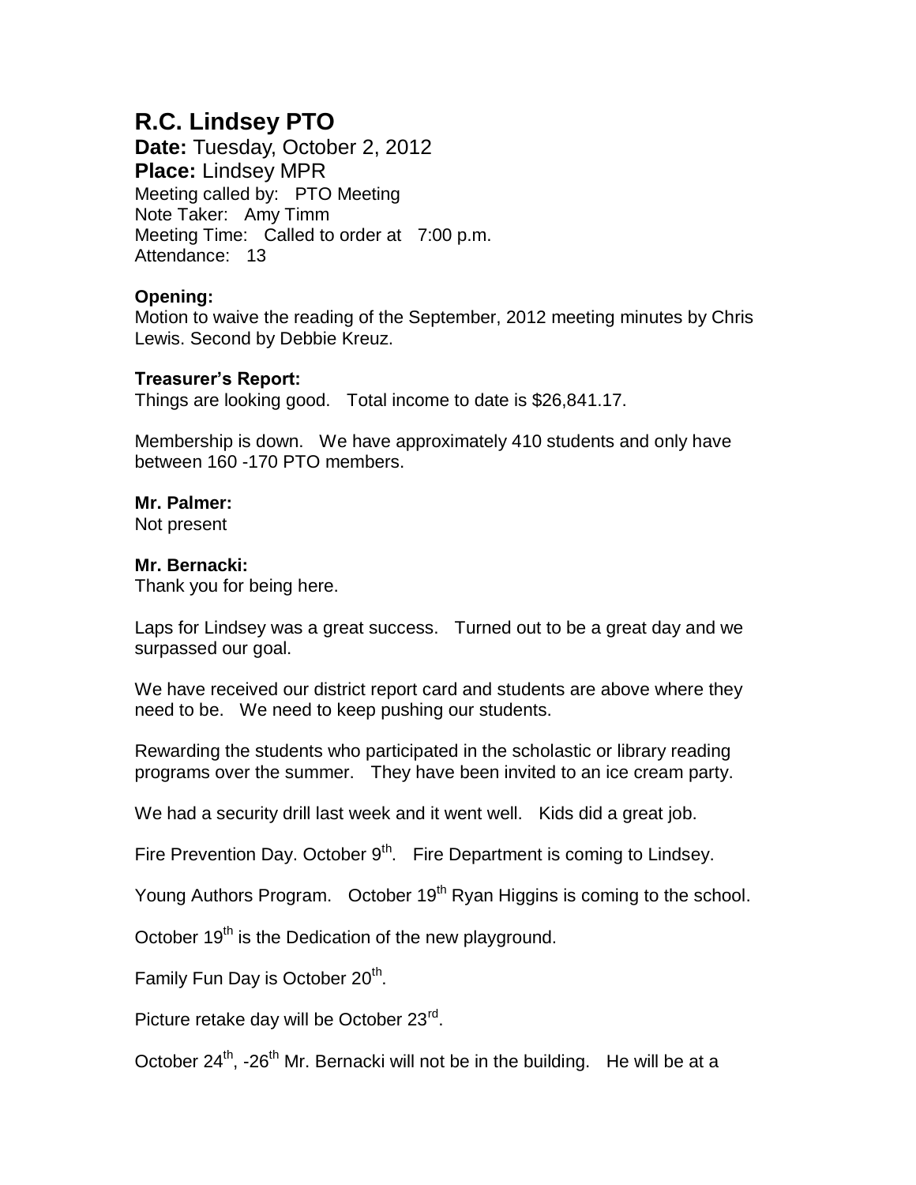# R.C. Lindsey PTO

**Date:** Tuesday, October 2, 2012
**Place:** Lindsey MPR
Meeting called by: PTO Meeting
Note Taker: Amy Timm
Meeting Time: Called to order at 7:00 p.m.
Attendance: 13

**Opening:**
Motion to waive the reading of the September, 2012 meeting minutes by Chris Lewis. Second by Debbie Kreuz.

**Treasurer's Report:**
Things are looking good. Total income to date is $26,841.17.

Membership is down. We have approximately 410 students and only have between 160 -170 PTO members.

**Mr. Palmer:**
Not present

**Mr. Bernacki:**
Thank you for being here.

Laps for Lindsey was a great success. Turned out to be a great day and we surpassed our goal.

We have received our district report card and students are above where they need to be. We need to keep pushing our students.

Rewarding the students who participated in the scholastic or library reading programs over the summer. They have been invited to an ice cream party.

We had a security drill last week and it went well. Kids did a great job.

Fire Prevention Day. October 9th. Fire Department is coming to Lindsey.

Young Authors Program. October 19th Ryan Higgins is coming to the school.

October 19th is the Dedication of the new playground.

Family Fun Day is October 20th.

Picture retake day will be October 23rd.

October 24th, -26th Mr. Bernacki will not be in the building. He will be at a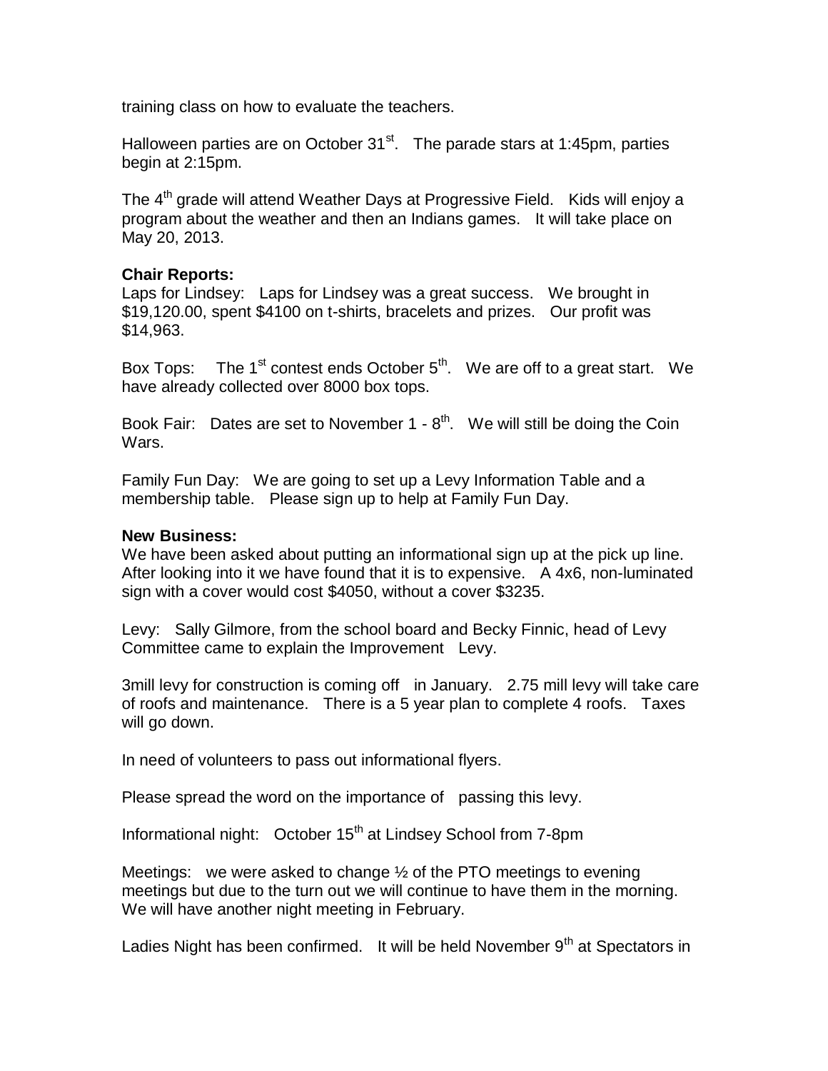training class on how to evaluate the teachers.

Halloween parties are on October 31st. The parade stars at 1:45pm, parties begin at 2:15pm.

The 4th grade will attend Weather Days at Progressive Field. Kids will enjoy a program about the weather and then an Indians games. It will take place on May 20, 2013.

**Chair Reports:**
Laps for Lindsey: Laps for Lindsey was a great success. We brought in $19,120.00, spent $4100 on t-shirts, bracelets and prizes. Our profit was $14,963.

Box Tops: The 1st contest ends October 5th. We are off to a great start. We have already collected over 8000 box tops.

Book Fair: Dates are set to November 1 - 8th. We will still be doing the Coin Wars.

Family Fun Day: We are going to set up a Levy Information Table and a membership table. Please sign up to help at Family Fun Day.

**New Business:**
We have been asked about putting an informational sign up at the pick up line. After looking into it we have found that it is to expensive. A 4x6, non-luminated sign with a cover would cost $4050, without a cover $3235.

Levy: Sally Gilmore, from the school board and Becky Finnic, head of Levy Committee came to explain the Improvement Levy.

3mill levy for construction is coming off in January. 2.75 mill levy will take care of roofs and maintenance. There is a 5 year plan to complete 4 roofs. Taxes will go down.

In need of volunteers to pass out informational flyers.

Please spread the word on the importance of passing this levy.

Informational night: October 15th at Lindsey School from 7-8pm

Meetings: we were asked to change ½ of the PTO meetings to evening meetings but due to the turn out we will continue to have them in the morning. We will have another night meeting in February.

Ladies Night has been confirmed. It will be held November 9th at Spectators in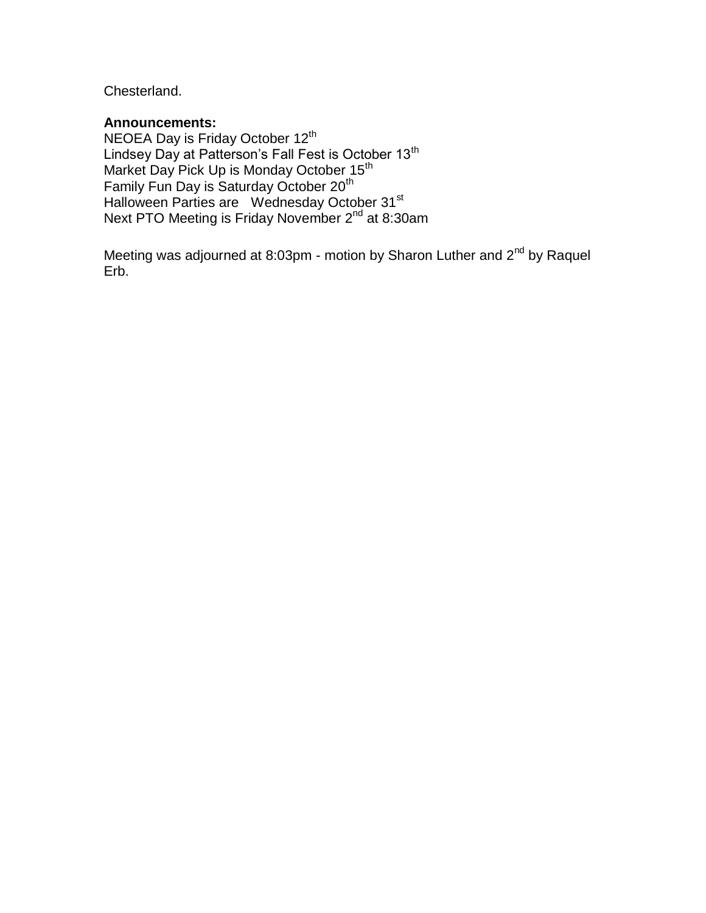Chesterland.

**Announcements:**

NEOEA Day is Friday October 12th
Lindsey Day at Patterson's Fall Fest is October 13th
Market Day Pick Up is Monday October 15th
Family Fun Day is Saturday October 20th
Halloween Parties are Wednesday October 31st
Next PTO Meeting is Friday November 2nd at 8:30am

Meeting was adjourned at 8:03pm - motion by Sharon Luther and 2nd by Raquel Erb.